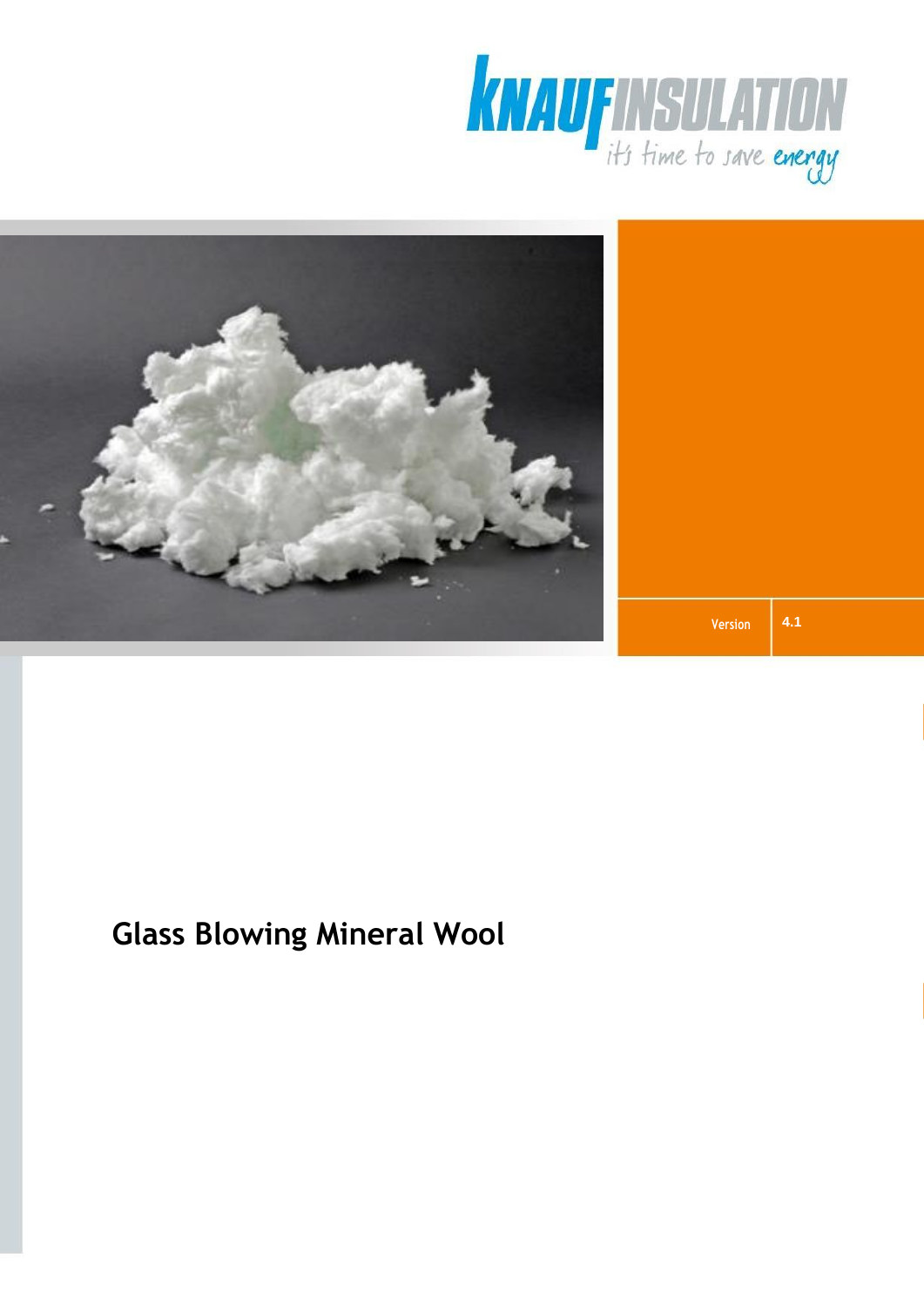KNAUF INSULATION

it's time to save energy

| Version | 4.1 |
| --- | --- |

# Glass Blowing Mineral Wool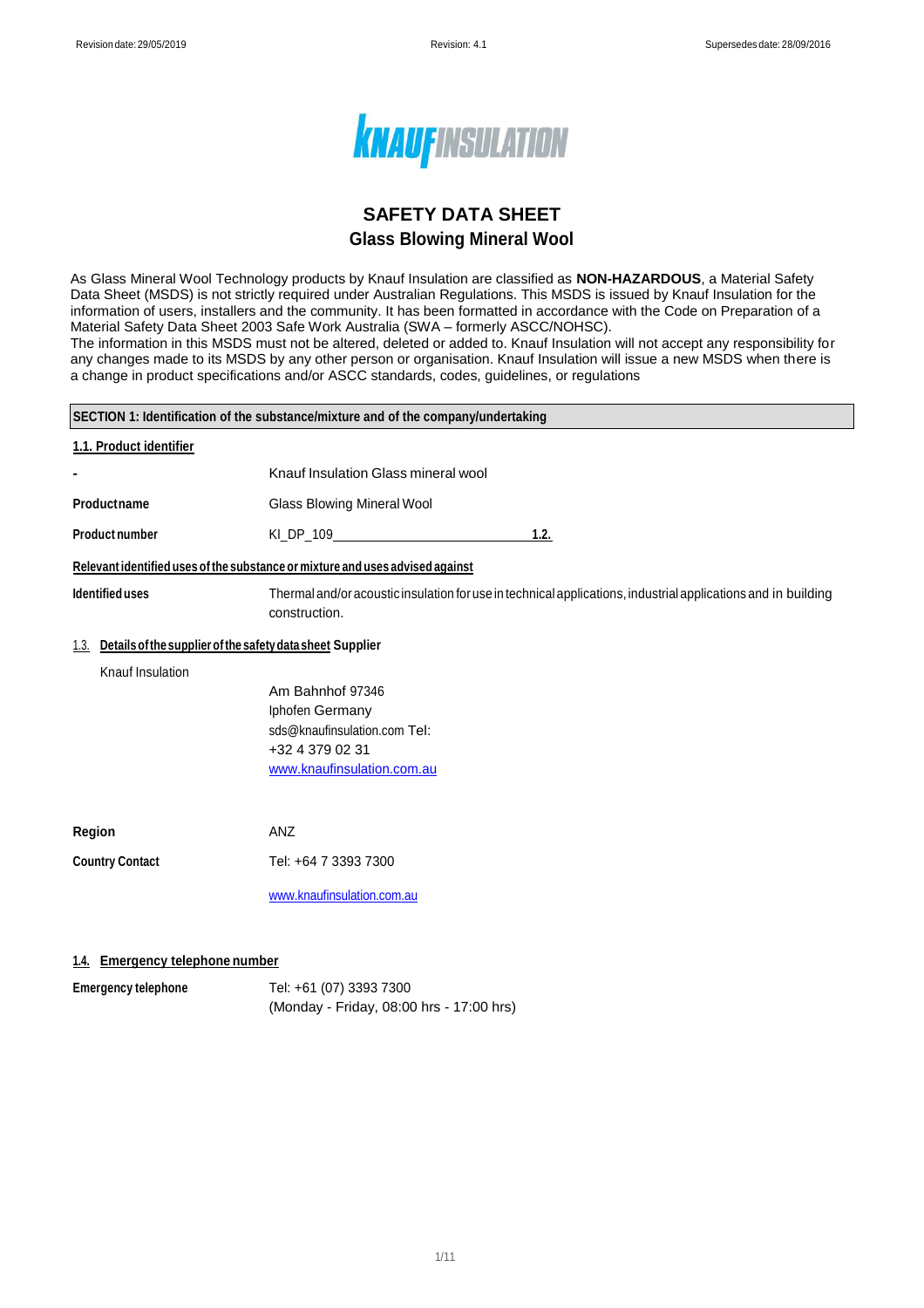# SAFETY DATA SHEET
## Glass Blowing Mineral Wool

As Glass Mineral Wool Technology products by Knauf Insulation are classified as **NON-HAZARDOUS**, a Material Safety Data Sheet (MSDS) is not strictly required under Australian Regulations. This MSDS is issued by Knauf Insulation for the information of users, installers and the community. It has been formatted in accordance with the Code on Preparation of a Material Safety Data Sheet 2003 Safe Work Australia (SWA – formerly ASCC/NOHSC).
The information in this MSDS must not be altered, deleted or added to. Knauf Insulation will not accept any responsibility for any changes made to its MSDS by any other person or organisation. Knauf Insulation will issue a new MSDS when there is a change in product specifications and/or ASCC standards, codes, guidelines, or regulations

**SECTION 1: Identification of the substance/mixture and of the company/undertaking**

**1.1. Product identifier**

| | |
|---|---|
| **-** | Knauf Insulation Glass mineral wool |
| **Productname** | Glass Blowing Mineral Wool |
| **Product number** | KI_DP_109 |

**1.2. Relevant identified uses of the substance or mixture and uses advised against**

| | |
|---|---|
| **Identified uses** | Thermal and/or acoustic insulation for use in technical applications, industrial applications and in building construction. |

**1.3. Details of the supplier of the safety data sheet Supplier**

Knauf Insulation

Am Bahnhof 97346
Iphofen Germany
sds@knaufinsulation.com Tel:
+32 4 379 02 31
www.knaufinsulation.com.au

| | |
|---|---|
| **Region** | ANZ |
| **Country Contact** | Tel: +64 7 3393 7300 |
| | www.knaufinsulation.com.au |

**1.4. Emergency telephone number**

| | |
|---|---|
| **Emergency telephone** | Tel: +61 (07) 3393 7300<br>(Monday - Friday, 08:00 hrs - 17:00 hrs) |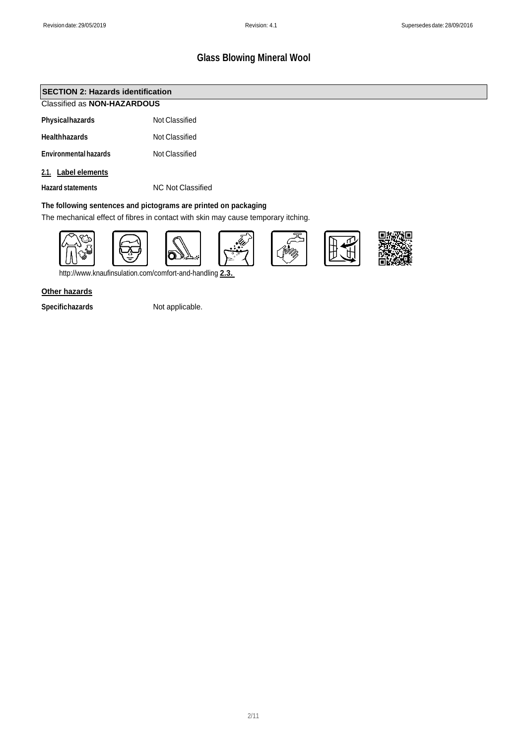# Glass Blowing Mineral Wool

## SECTION 2: Hazards identification

Classified as **NON-HAZARDOUS**

| | |
|---|---|
| **Physical hazards** | Not Classified |
| **Health hazards** | Not Classified |
| **Environmental hazards** | Not Classified |

### 2.1. Label elements

| | |
|---|---|
| **Hazard statements** | NC Not Classified |

**The following sentences and pictograms are printed on packaging**

The mechanical effect of fibres in contact with skin may cause temporary itching.

http://www.knaufinsulation.com/comfort-and-handling **2.3.**

**Other hazards**

| | |
|---|---|
| **Specific hazards** | Not applicable. |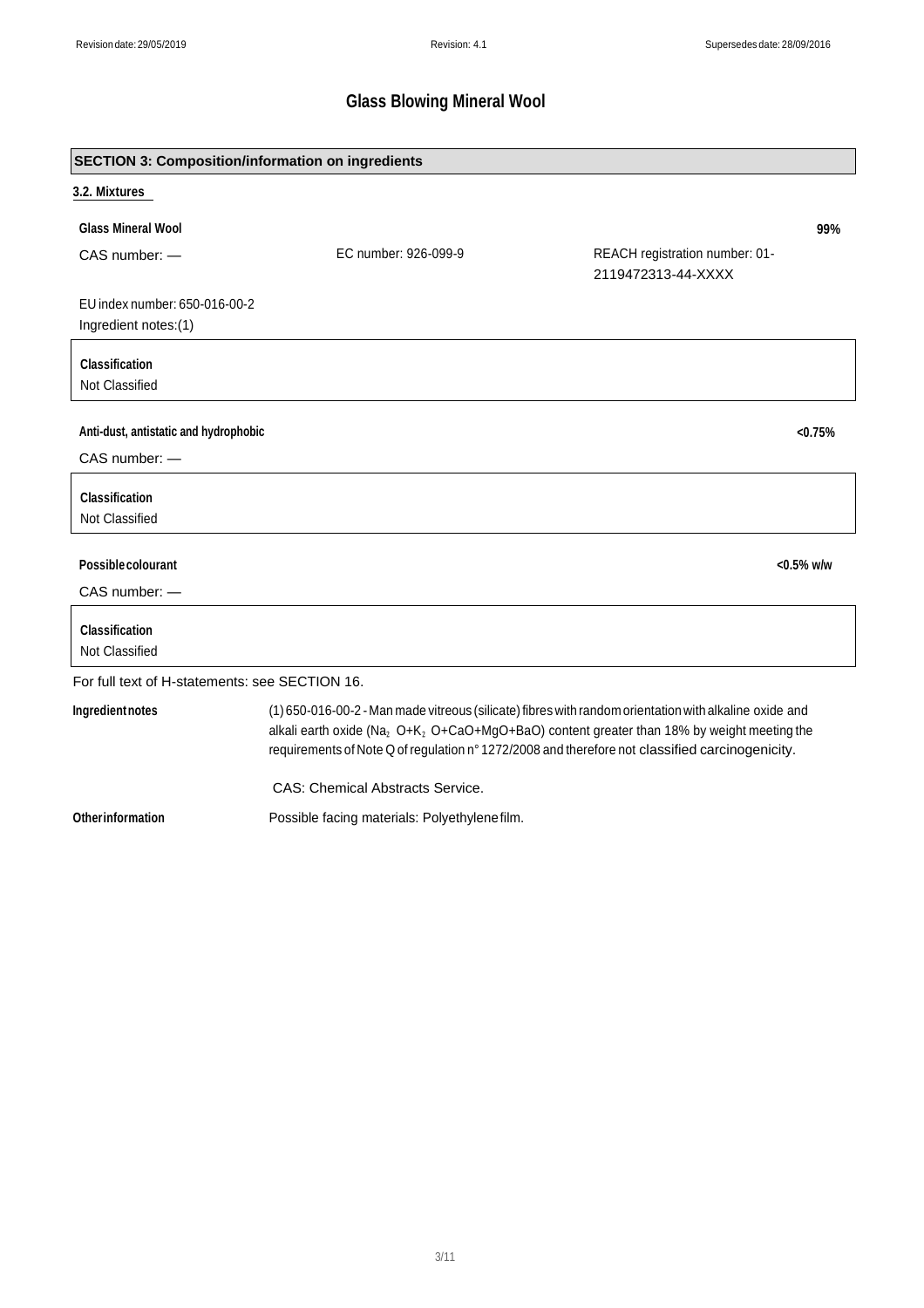# Glass Blowing Mineral Wool

## SECTION 3: Composition/information on ingredients

### 3.2. Mixtures

**Glass Mineral Wool** — **99%**

CAS number: — EC number: 926-099-9 REACH registration number: 01-2119472313-44-XXXX

EU index number: 650-016-00-2

Ingredient notes:(1)

**Classification**

Not Classified

**Anti-dust, antistatic and hydrophobic** — **<0.75%**

CAS number: —

**Classification**

Not Classified

**Possible colourant** — **<0.5% w/w**

CAS number: —

**Classification**

Not Classified

For full text of H-statements: see SECTION 16.

**Ingredient notes**

(1) 650-016-00-2 - Man made vitreous (silicate) fibres with random orientation with alkaline oxide and alkali earth oxide ($Na_2O+K_2O+CaO+MgO+BaO$) content greater than 18% by weight meeting the requirements of Note Q of regulation n° 1272/2008 and therefore not classified carcinogenicity.

CAS: Chemical Abstracts Service.

**Other information**

Possible facing materials: Polyethylene film.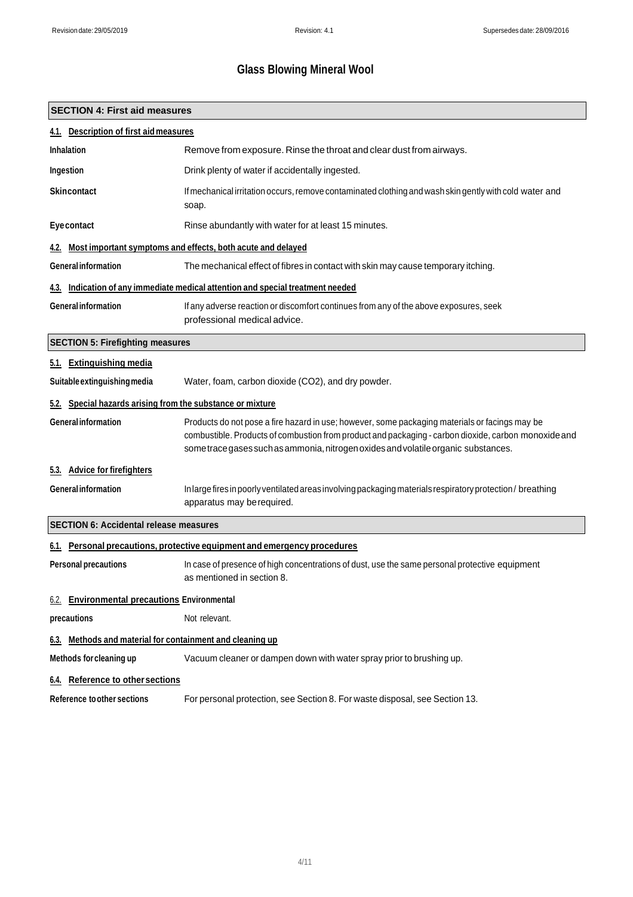# Glass Blowing Mineral Wool

## SECTION 4: First aid measures

### 4.1. Description of first aid measures

| | |
|---|---|
| **Inhalation** | Remove from exposure. Rinse the throat and clear dust from airways. |
| **Ingestion** | Drink plenty of water if accidentally ingested. |
| **Skin contact** | If mechanical irritation occurs, remove contaminated clothing and wash skin gently with cold water and soap. |
| **Eye contact** | Rinse abundantly with water for at least 15 minutes. |

### 4.2. Most important symptoms and effects, both acute and delayed

| | |
|---|---|
| **General information** | The mechanical effect of fibres in contact with skin may cause temporary itching. |

### 4.3. Indication of any immediate medical attention and special treatment needed

| | |
|---|---|
| **General information** | If any adverse reaction or discomfort continues from any of the above exposures, seek professional medical advice. |

## SECTION 5: Firefighting measures

### 5.1. Extinguishing media

| | |
|---|---|
| **Suitable extinguishing media** | Water, foam, carbon dioxide ($CO_2$), and dry powder. |

### 5.2. Special hazards arising from the substance or mixture

| | |
|---|---|
| **General information** | Products do not pose a fire hazard in use; however, some packaging materials or facings may be combustible. Products of combustion from product and packaging - carbon dioxide, carbon monoxide and some trace gases such as ammonia, nitrogen oxides and volatile organic substances. |

### 5.3. Advice for firefighters

| | |
|---|---|
| **General information** | In large fires in poorly ventilated areas involving packaging materials respiratory protection / breathing apparatus may be required. |

## SECTION 6: Accidental release measures

### 6.1. Personal precautions, protective equipment and emergency procedures

| | |
|---|---|
| **Personal precautions** | In case of presence of high concentrations of dust, use the same personal protective equipment as mentioned in section 8. |

### 6.2. Environmental precautions

| | |
|---|---|
| **Environmental precautions** | Not relevant. |

### 6.3. Methods and material for containment and cleaning up

| | |
|---|---|
| **Methods for cleaning up** | Vacuum cleaner or dampen down with water spray prior to brushing up. |

### 6.4. Reference to other sections

| | |
|---|---|
| **Reference to other sections** | For personal protection, see Section 8. For waste disposal, see Section 13. |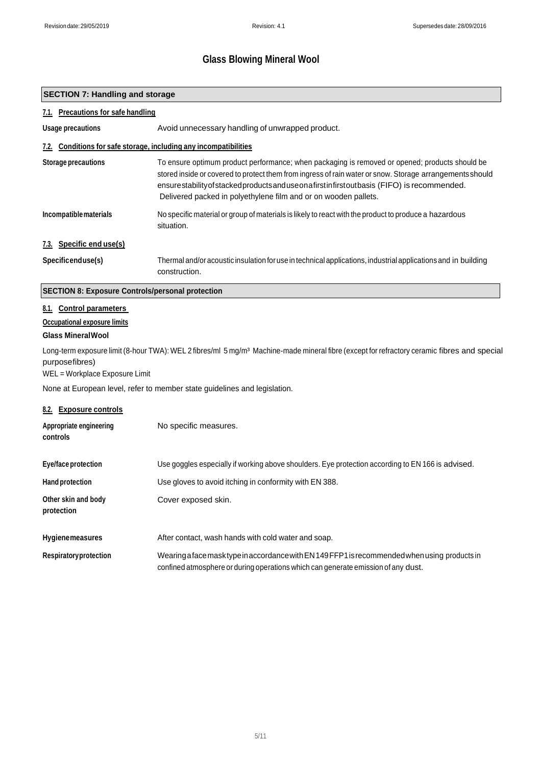# Glass Blowing Mineral Wool

## SECTION 7: Handling and storage

### 7.1. Precautions for safe handling

**Usage precautions** Avoid unnecessary handling of unwrapped product.

### 7.2. Conditions for safe storage, including any incompatibilities

**Storage precautions** To ensure optimum product performance; when packaging is removed or opened; products should be stored inside or covered to protect them from ingress of rain water or snow. Storage arrangements should ensure stability of stacked products and use on a first in first out basis (FIFO) is recommended. Delivered packed in polyethylene film and or on wooden pallets.

**Incompatible materials** No specific material or group of materials is likely to react with the product to produce a hazardous situation.

### 7.3. Specific end use(s)

**Specific end use(s)** Thermal and/or acoustic insulation for use in technical applications, industrial applications and in building construction.

## SECTION 8: Exposure Controls/personal protection

### 8.1. Control parameters

**Occupational exposure limits**

**Glass Mineral Wool**

Long-term exposure limit (8-hour TWA): WEL 2 fibres/ml 5 mg/m³ Machine-made mineral fibre (except for refractory ceramic fibres and special purpose fibres)

WEL = Workplace Exposure Limit

None at European level, refer to member state guidelines and legislation.

### 8.2. Exposure controls

**Appropriate engineering controls** No specific measures.

**Eye/face protection** Use goggles especially if working above shoulders. Eye protection according to EN 166 is advised.

**Hand protection** Use gloves to avoid itching in conformity with EN 388.

**Other skin and body protection** Cover exposed skin.

**Hygiene measures** After contact, wash hands with cold water and soap.

**Respiratory protection** Wearing a face mask type in accordance with EN 149 FFP1 is recommended when using products in confined atmosphere or during operations which can generate emission of any dust.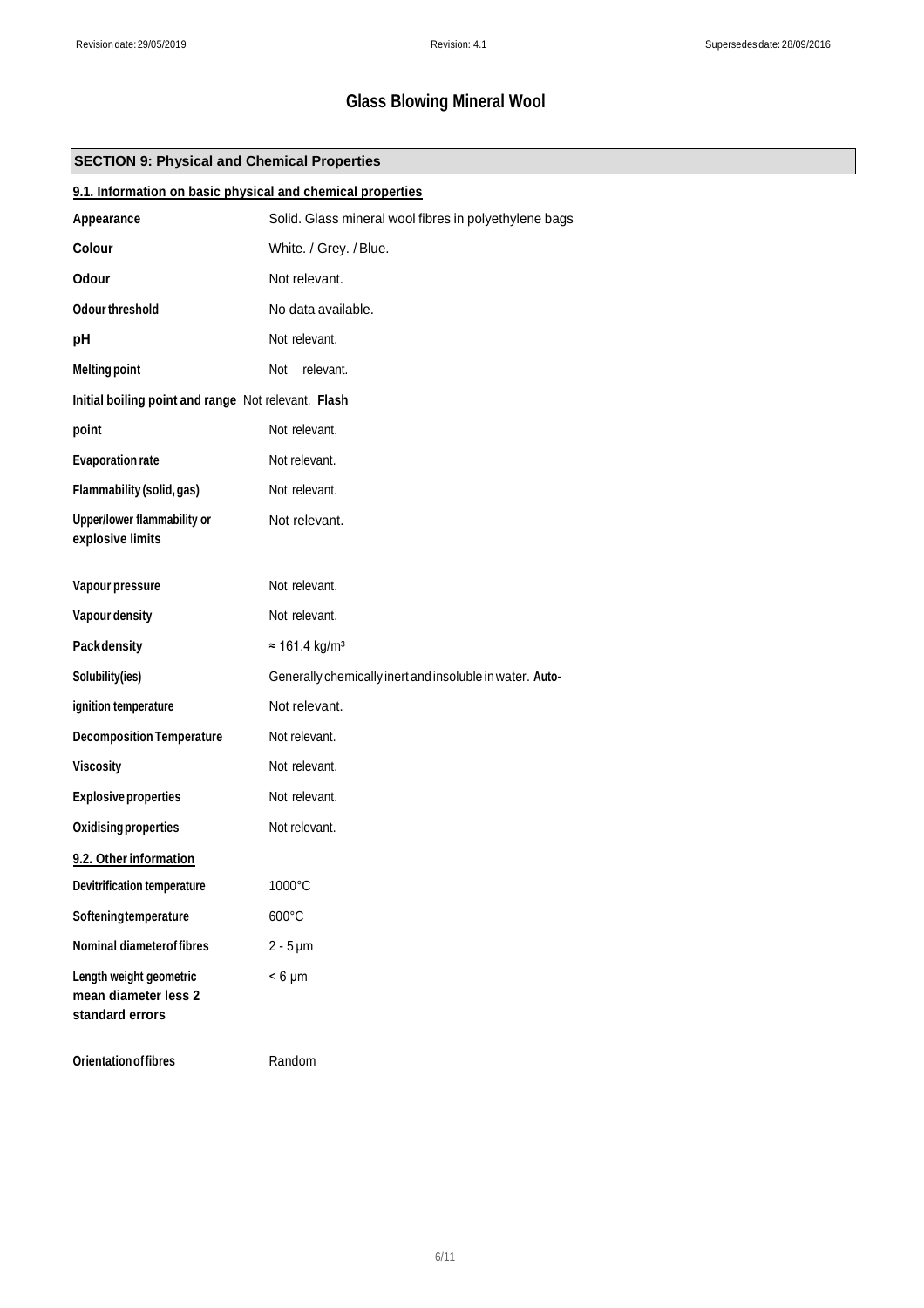# Glass Blowing Mineral Wool

## SECTION 9: Physical and Chemical Properties

### 9.1. Information on basic physical and chemical properties

| | |
|---|---|
| **Appearance** | Solid. Glass mineral wool fibres in polyethylene bags |
| **Colour** | White. / Grey. / Blue. |
| **Odour** | Not relevant. |
| **Odour threshold** | No data available. |
| **pH** | Not relevant. |
| **Melting point** | Not relevant. |
| **Initial boiling point and range** | Not relevant. |
| **Flash point** | Not relevant. |
| **Evaporation rate** | Not relevant. |
| **Flammability (solid, gas)** | Not relevant. |
| **Upper/lower flammability or explosive limits** | Not relevant. |
| **Vapour pressure** | Not relevant. |
| **Vapour density** | Not relevant. |
| **Pack density** | ≈ 161.4 kg/m³ |
| **Solubility(ies)** | Generally chemically inert and insoluble in water. |
| **Auto-ignition temperature** | Not relevant. |
| **Decomposition Temperature** | Not relevant. |
| **Viscosity** | Not relevant. |
| **Explosive properties** | Not relevant. |
| **Oxidising properties** | Not relevant. |

### 9.2. Other information

| | |
|---|---|
| **Devitrification temperature** | 1000°C |
| **Softening temperature** | 600°C |
| **Nominal diameter of fibres** | 2 - 5 µm |
| **Length weight geometric mean diameter less 2 standard errors** | < 6 µm |
| **Orientation of fibres** | Random |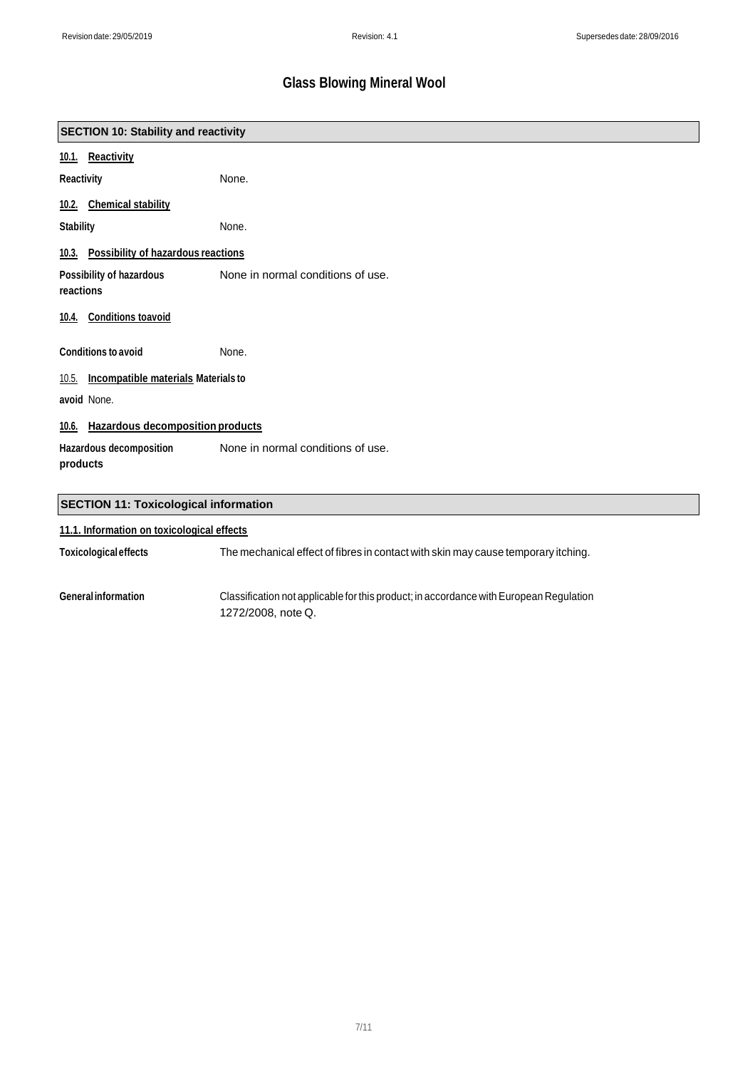## SECTION 10: Stability and reactivity

### 10.1. Reactivity

**Reactivity** None.

### 10.2. Chemical stability

**Stability** None.

### 10.3. Possibility of hazardous reactions

**Possibility of hazardous reactions** None in normal conditions of use.

### 10.4. Conditions toavoid

**Conditions to avoid** None.

### 10.5. Incompatible materials

**Materials to avoid** None.

### 10.6. Hazardous decomposition products

**Hazardous decomposition products** None in normal conditions of use.

## SECTION 11: Toxicological information

### 11.1. Information on toxicological effects

**Toxicological effects** The mechanical effect of fibres in contact with skin may cause temporary itching.

**General information** Classification not applicable for this product; in accordance with European Regulation 1272/2008, note Q.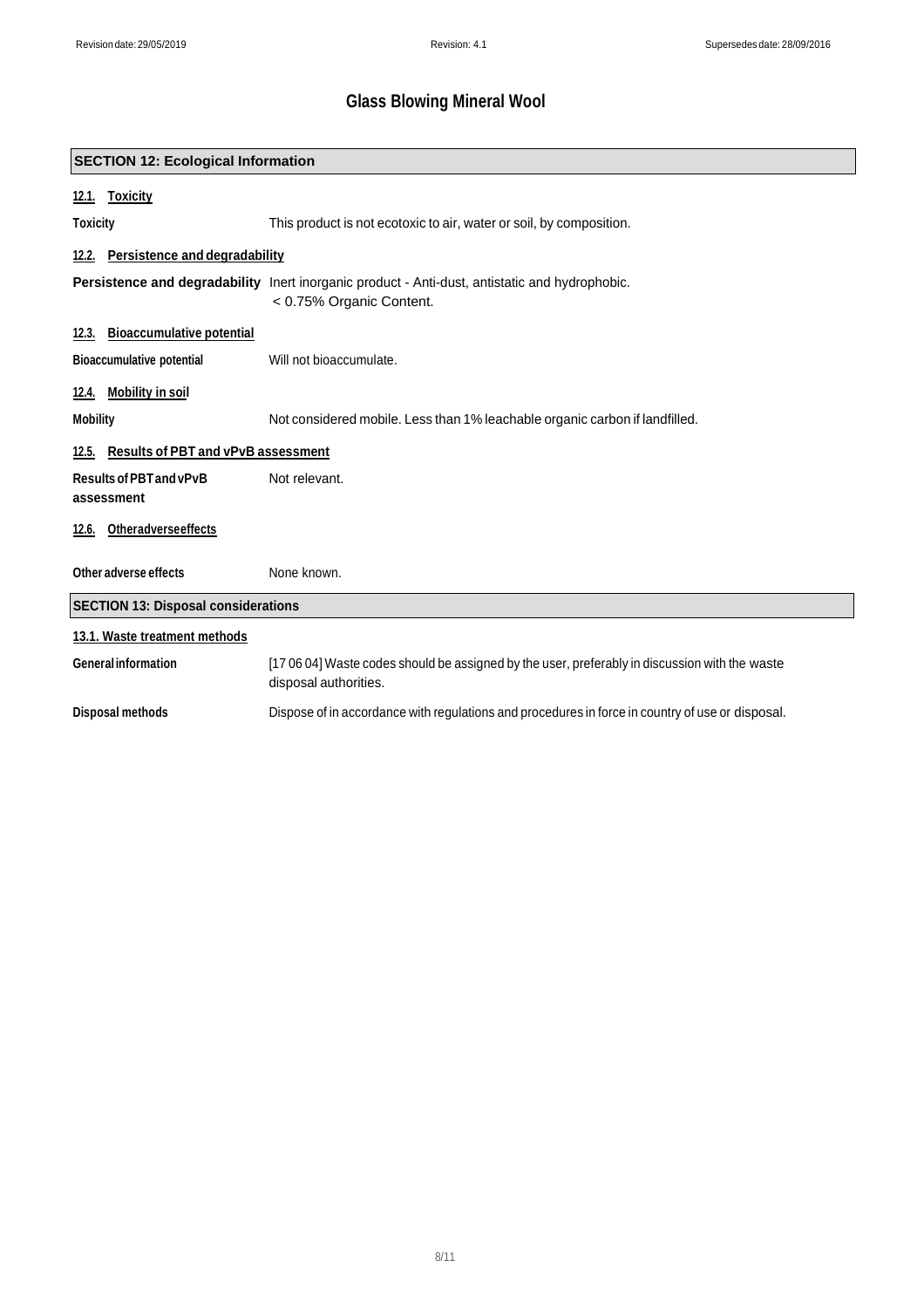## SECTION 12: Ecological Information

### 12.1. Toxicity

**Toxicity** This product is not ecotoxic to air, water or soil, by composition.

### 12.2. Persistence and degradability

**Persistence and degradability** Inert inorganic product - Anti-dust, antistatic and hydrophobic. < 0.75% Organic Content.

### 12.3. Bioaccumulative potential

**Bioaccumulative potential** Will not bioaccumulate.

### 12.4. Mobility in soil

**Mobility** Not considered mobile. Less than 1% leachable organic carbon if landfilled.

### 12.5. Results of PBT and vPvB assessment

**Results of PBT and vPvB assessment** Not relevant.

### 12.6. Otheradverseeffects

**Other adverse effects** None known.

## SECTION 13: Disposal considerations

### 13.1. Waste treatment methods

**General information** [17 06 04] Waste codes should be assigned by the user, preferably in discussion with the waste disposal authorities.

**Disposal methods** Dispose of in accordance with regulations and procedures in force in country of use or disposal.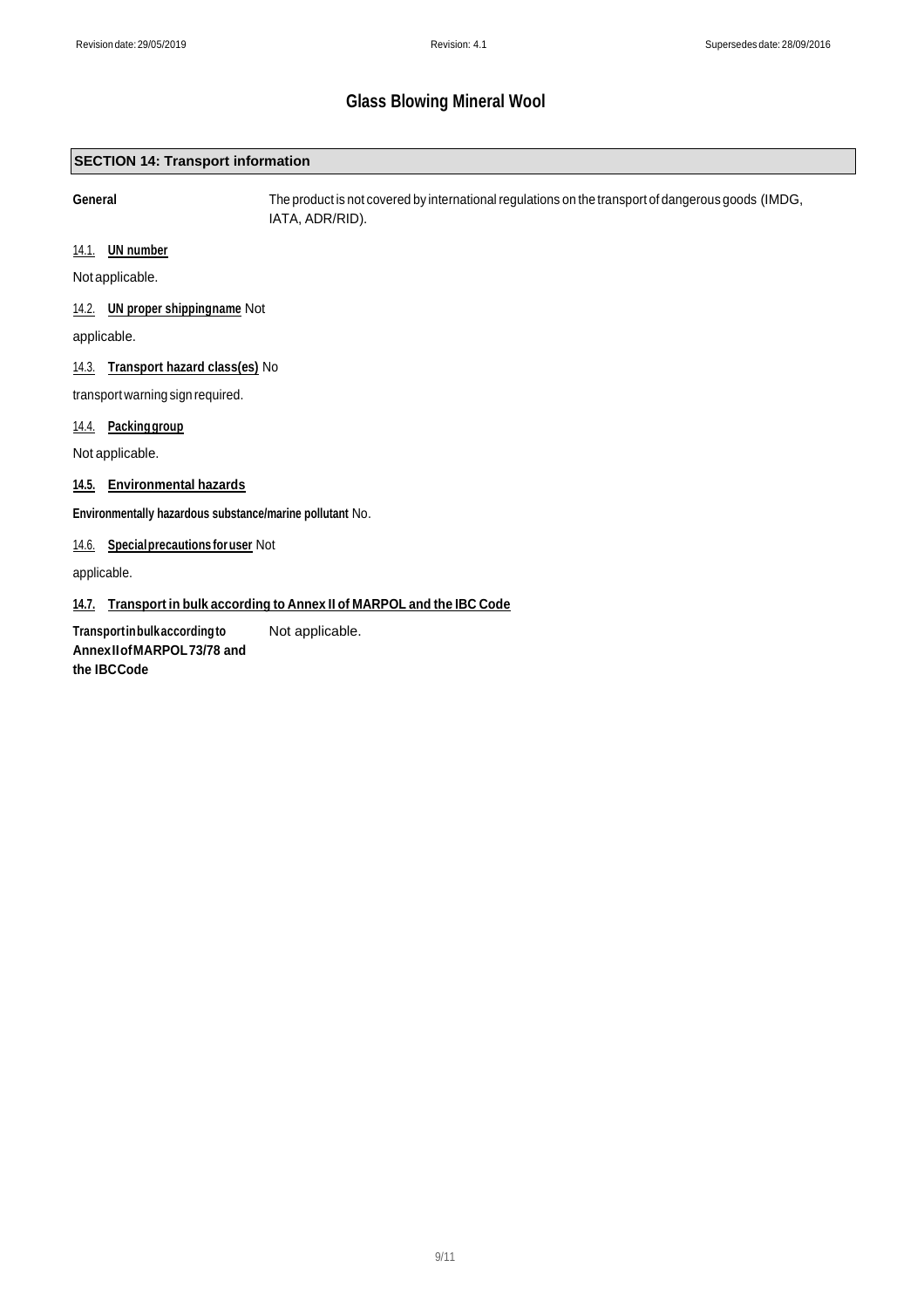## SECTION 14: Transport information

**General** The product is not covered by international regulations on the transport of dangerous goods (IMDG, IATA, ADR/RID).

### 14.1. UN number

Not applicable.

### 14.2. UN proper shipping name

Not applicable.

### 14.3. Transport hazard class(es)

No transport warning sign required.

### 14.4. Packing group

Not applicable.

### 14.5. Environmental hazards

**Environmentally hazardous substance/marine pollutant** No.

### 14.6. Special precautions for user

Not applicable.

### 14.7. Transport in bulk according to Annex II of MARPOL and the IBC Code

**Transport in bulk according to Annex II of MARPOL 73/78 and the IBC Code** Not applicable.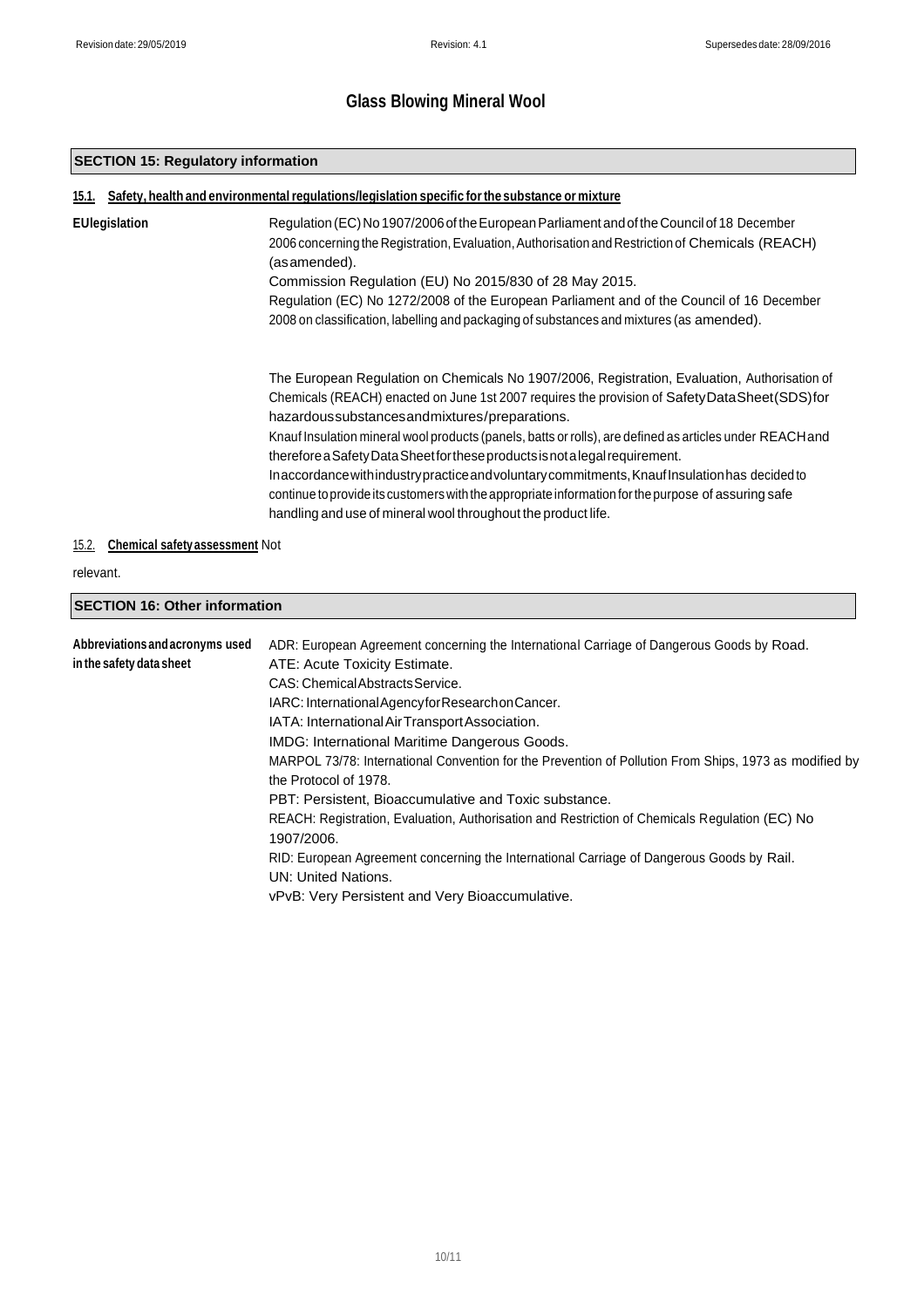## SECTION 15: Regulatory information

### 15.1. Safety, health and environmental regulations/legislation specific for the substance or mixture

**EU legislation**

Regulation (EC) No 1907/2006 of the European Parliament and of the Council of 18 December 2006 concerning the Registration, Evaluation, Authorisation and Restriction of Chemicals (REACH) (as amended).
Commission Regulation (EU) No 2015/830 of 28 May 2015.
Regulation (EC) No 1272/2008 of the European Parliament and of the Council of 16 December 2008 on classification, labelling and packaging of substances and mixtures (as amended).

The European Regulation on Chemicals No 1907/2006, Registration, Evaluation, Authorisation of Chemicals (REACH) enacted on June 1st 2007 requires the provision of Safety Data Sheet (SDS) for hazardous substances and mixtures/preparations.
Knauf Insulation mineral wool products (panels, batts or rolls), are defined as articles under REACH and therefore a Safety Data Sheet for these products is not a legal requirement.
In accordance with industry practice and voluntary commitments, Knauf Insulation has decided to continue to provide its customers with the appropriate information for the purpose of assuring safe handling and use of mineral wool throughout the product life.

### 15.2. Chemical safety assessment

Not relevant.

## SECTION 16: Other information

**Abbreviations and acronyms used in the safety data sheet**

ADR: European Agreement concerning the International Carriage of Dangerous Goods by Road.
ATE: Acute Toxicity Estimate.
CAS: Chemical Abstracts Service.
IARC: International Agency for Research on Cancer.
IATA: International Air Transport Association.
IMDG: International Maritime Dangerous Goods.
MARPOL 73/78: International Convention for the Prevention of Pollution From Ships, 1973 as modified by the Protocol of 1978.
PBT: Persistent, Bioaccumulative and Toxic substance.
REACH: Registration, Evaluation, Authorisation and Restriction of Chemicals Regulation (EC) No 1907/2006.
RID: European Agreement concerning the International Carriage of Dangerous Goods by Rail.
UN: United Nations.
vPvB: Very Persistent and Very Bioaccumulative.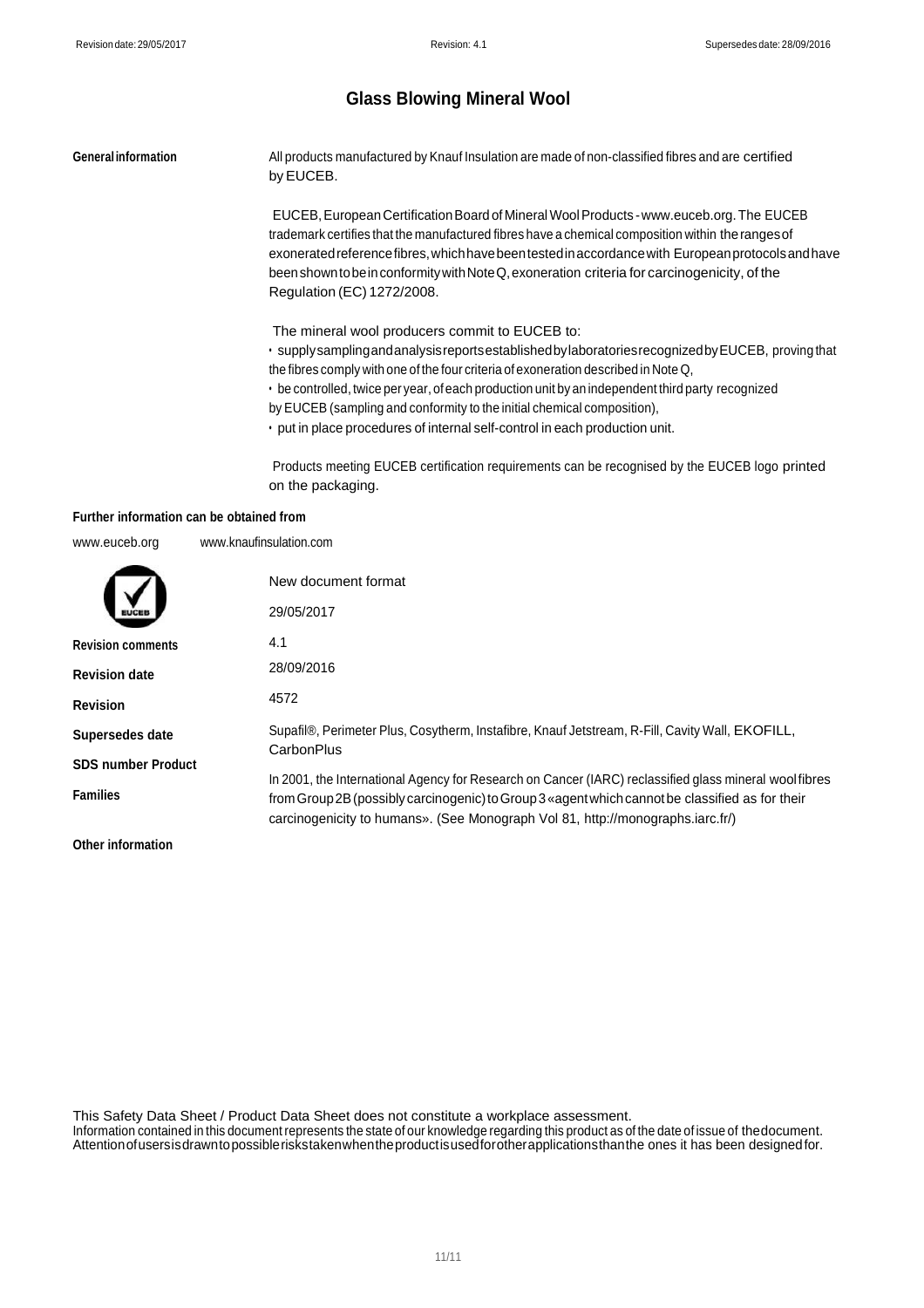# Glass Blowing Mineral Wool

**General information**

All products manufactured by Knauf Insulation are made of non-classified fibres and are certified by EUCEB.

EUCEB, European Certification Board of Mineral Wool Products - www.euceb.org. The EUCEB trademark certifies that the manufactured fibres have a chemical composition within the ranges of exonerated reference fibres, which have been tested in accordance with European protocols and have been shown to be in conformity with Note Q, exoneration criteria for carcinogenicity, of the Regulation (EC) 1272/2008.

The mineral wool producers commit to EUCEB to:

- supply sampling and analysis reports established by laboratories recognized by EUCEB, proving that the fibres comply with one of the four criteria of exoneration described in Note Q,
- be controlled, twice per year, of each production unit by an independent third party recognized by EUCEB (sampling and conformity to the initial chemical composition),
- put in place procedures of internal self-control in each production unit.

Products meeting EUCEB certification requirements can be recognised by the EUCEB logo printed on the packaging.

**Further information can be obtained from**

www.euceb.org www.knaufinsulation.com

| | |
|---|---|
| **Revision comments** | New document format |
| **Revision date** | 29/05/2017 |
| **Revision** | 4.1 |
| **Supersedes date** | 28/09/2016 |
| **SDS number Product** | 4572 |
| **Families** | Supafil®, Perimeter Plus, Cosytherm, Instafibre, Knauf Jetstream, R-Fill, Cavity Wall, EKOFILL, CarbonPlus |
| **Other information** | In 2001, the International Agency for Research on Cancer (IARC) reclassified glass mineral wool fibres from Group 2B (possibly carcinogenic) to Group 3 «agent which cannot be classified as for their carcinogenicity to humans». (See Monograph Vol 81, http://monographs.iarc.fr/) |

This Safety Data Sheet / Product Data Sheet does not constitute a workplace assessment.
Information contained in this document represents the state of our knowledge regarding this product as of the date of issue of the document. Attention of users is drawn to possible risks taken when the product is used for other applications than the ones it has been designed for.